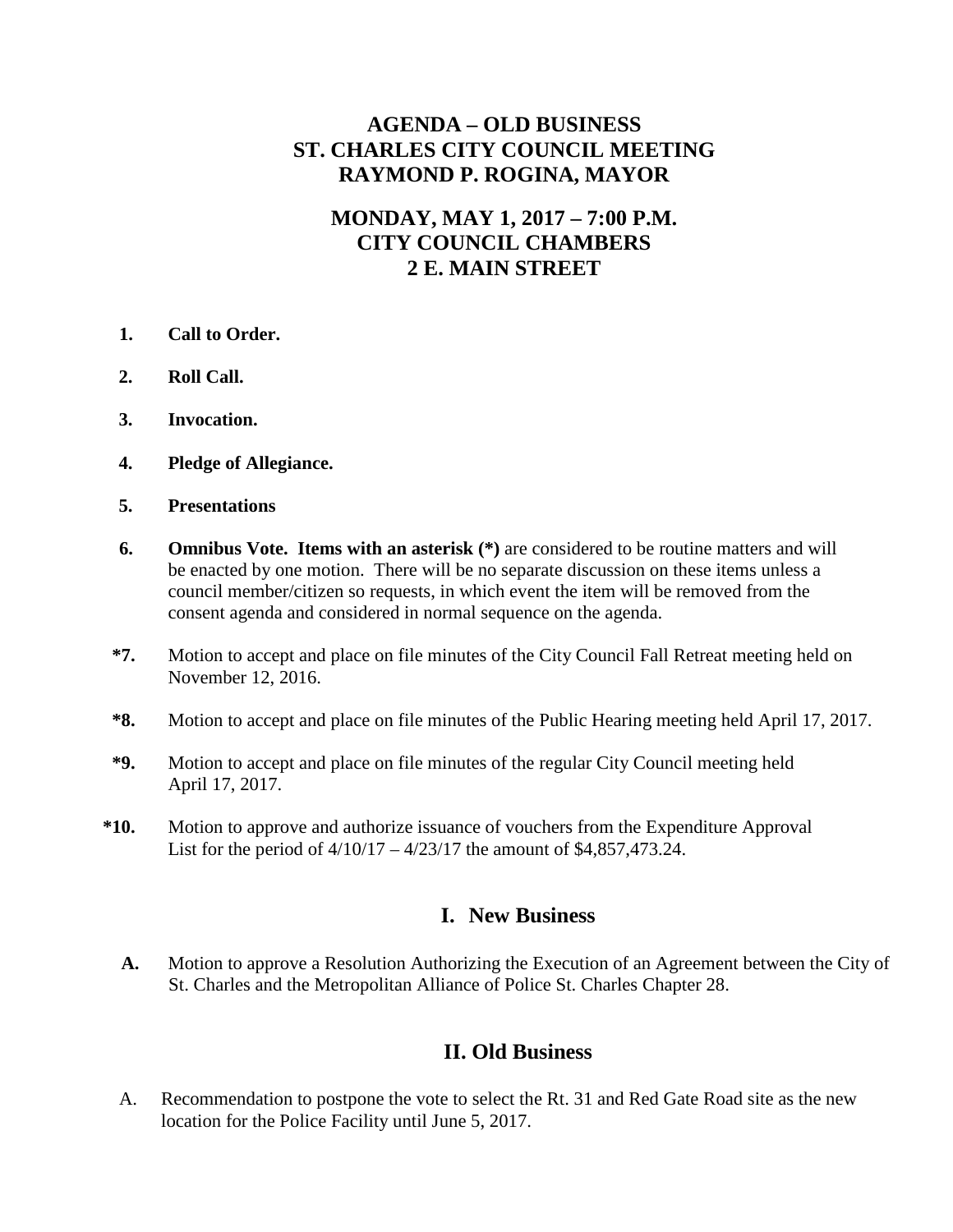# AGENDA – OLD BUSINESS
# ST. CHARLES CITY COUNCIL MEETING
# RAYMOND P. ROGINA, MAYOR

## MONDAY, MAY 1, 2017 – 7:00 P.M.
## CITY COUNCIL CHAMBERS
## 2 E. MAIN STREET

**1.** **Call to Order.**

**2.** **Roll Call.**

**3.** **Invocation.**

**4.** **Pledge of Allegiance.**

**5.** **Presentations**

**6.** **Omnibus Vote. Items with an asterisk (*)** are considered to be routine matters and will be enacted by one motion. There will be no separate discussion on these items unless a council member/citizen so requests, in which event the item will be removed from the consent agenda and considered in normal sequence on the agenda.

**\*7.** Motion to accept and place on file minutes of the City Council Fall Retreat meeting held on November 12, 2016.

**\*8.** Motion to accept and place on file minutes of the Public Hearing meeting held April 17, 2017.

**\*9.** Motion to accept and place on file minutes of the regular City Council meeting held April 17, 2017.

**\*10.** Motion to approve and authorize issuance of vouchers from the Expenditure Approval List for the period of 4/10/17 – 4/23/17 the amount of $4,857,473.24.

## I. New Business

**A.** Motion to approve a Resolution Authorizing the Execution of an Agreement between the City of St. Charles and the Metropolitan Alliance of Police St. Charles Chapter 28.

## II. Old Business

A. Recommendation to postpone the vote to select the Rt. 31 and Red Gate Road site as the new location for the Police Facility until June 5, 2017.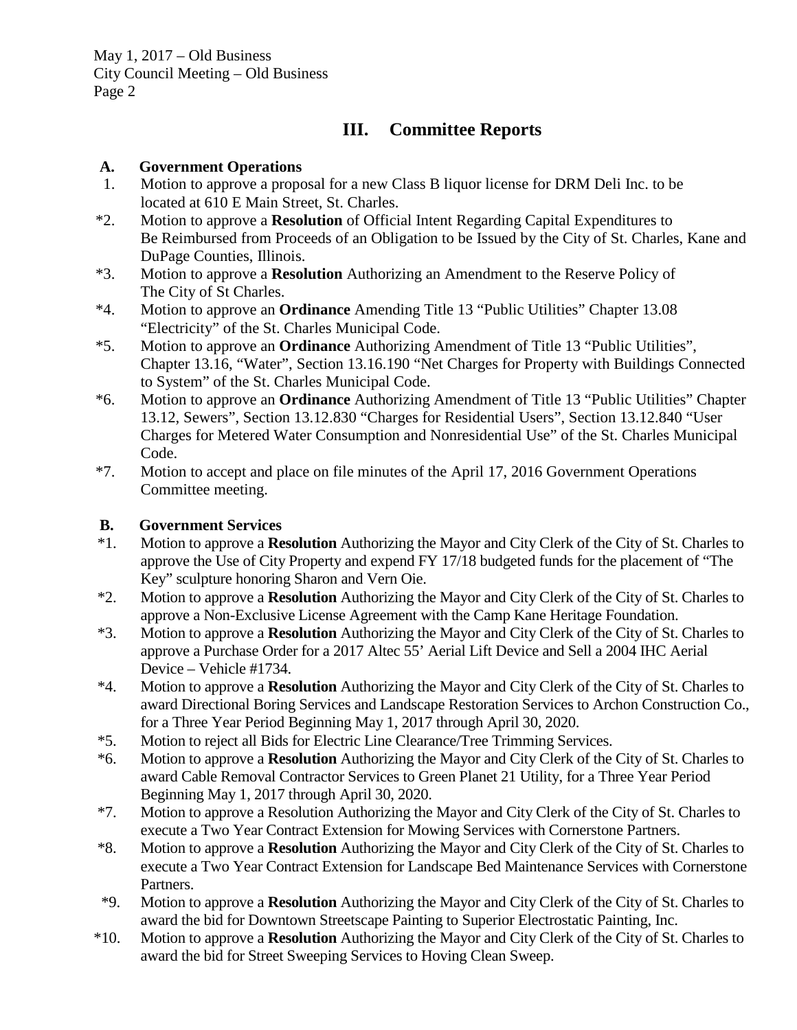## III. Committee Reports

**A. Government Operations**

1. Motion to approve a proposal for a new Class B liquor license for DRM Deli Inc. to be located at 610 E Main Street, St. Charles.
*2. Motion to approve a **Resolution** of Official Intent Regarding Capital Expenditures to Be Reimbursed from Proceeds of an Obligation to be Issued by the City of St. Charles, Kane and DuPage Counties, Illinois.
*3. Motion to approve a **Resolution** Authorizing an Amendment to the Reserve Policy of The City of St Charles.
*4. Motion to approve an **Ordinance** Amending Title 13 "Public Utilities" Chapter 13.08 "Electricity" of the St. Charles Municipal Code.
*5. Motion to approve an **Ordinance** Authorizing Amendment of Title 13 "Public Utilities", Chapter 13.16, "Water", Section 13.16.190 "Net Charges for Property with Buildings Connected to System" of the St. Charles Municipal Code.
*6. Motion to approve an **Ordinance** Authorizing Amendment of Title 13 "Public Utilities" Chapter 13.12, Sewers", Section 13.12.830 "Charges for Residential Users", Section 13.12.840 "User Charges for Metered Water Consumption and Nonresidential Use" of the St. Charles Municipal Code.
*7. Motion to accept and place on file minutes of the April 17, 2016 Government Operations Committee meeting.

**B. Government Services**

*1. Motion to approve a **Resolution** Authorizing the Mayor and City Clerk of the City of St. Charles to approve the Use of City Property and expend FY 17/18 budgeted funds for the placement of "The Key" sculpture honoring Sharon and Vern Oie.
*2. Motion to approve a **Resolution** Authorizing the Mayor and City Clerk of the City of St. Charles to approve a Non-Exclusive License Agreement with the Camp Kane Heritage Foundation.
*3. Motion to approve a **Resolution** Authorizing the Mayor and City Clerk of the City of St. Charles to approve a Purchase Order for a 2017 Altec 55' Aerial Lift Device and Sell a 2004 IHC Aerial Device – Vehicle #1734.
*4. Motion to approve a **Resolution** Authorizing the Mayor and City Clerk of the City of St. Charles to award Directional Boring Services and Landscape Restoration Services to Archon Construction Co., for a Three Year Period Beginning May 1, 2017 through April 30, 2020.
*5. Motion to reject all Bids for Electric Line Clearance/Tree Trimming Services.
*6. Motion to approve a **Resolution** Authorizing the Mayor and City Clerk of the City of St. Charles to award Cable Removal Contractor Services to Green Planet 21 Utility, for a Three Year Period Beginning May 1, 2017 through April 30, 2020.
*7. Motion to approve a Resolution Authorizing the Mayor and City Clerk of the City of St. Charles to execute a Two Year Contract Extension for Mowing Services with Cornerstone Partners.
*8. Motion to approve a **Resolution** Authorizing the Mayor and City Clerk of the City of St. Charles to execute a Two Year Contract Extension for Landscape Bed Maintenance Services with Cornerstone Partners.
*9. Motion to approve a **Resolution** Authorizing the Mayor and City Clerk of the City of St. Charles to award the bid for Downtown Streetscape Painting to Superior Electrostatic Painting, Inc.
*10. Motion to approve a **Resolution** Authorizing the Mayor and City Clerk of the City of St. Charles to award the bid for Street Sweeping Services to Hoving Clean Sweep.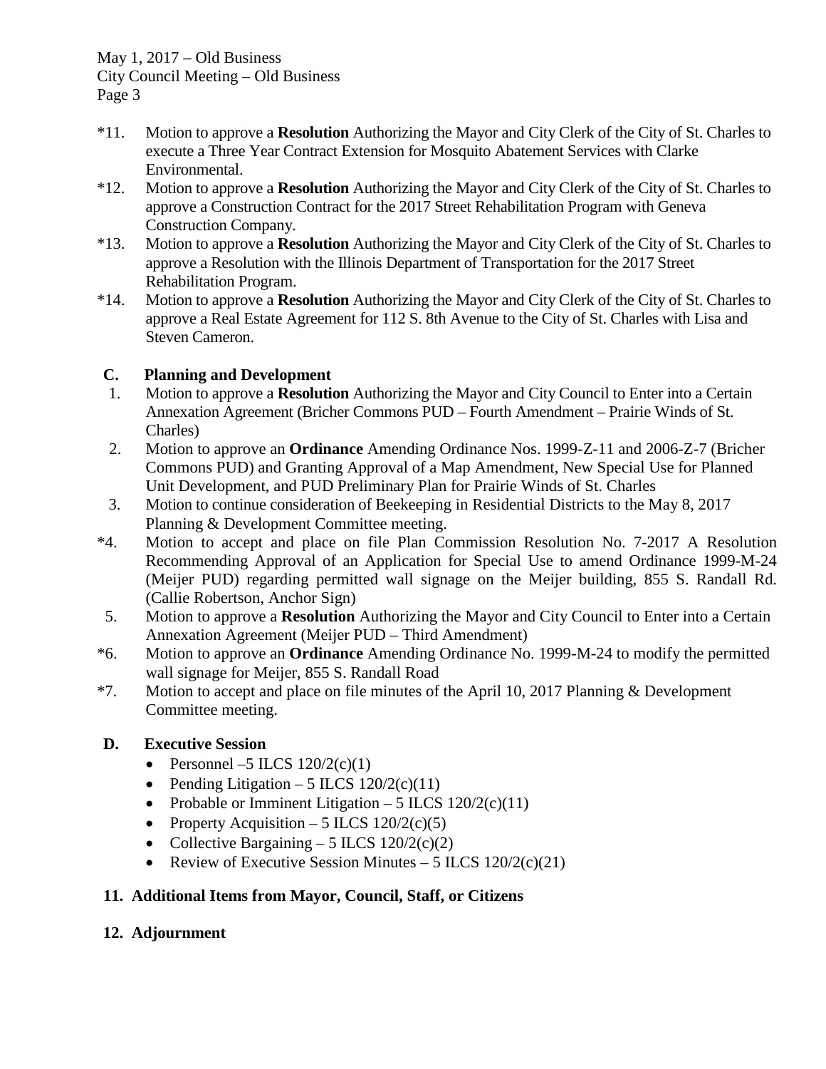*11. Motion to approve a **Resolution** Authorizing the Mayor and City Clerk of the City of St. Charles to execute a Three Year Contract Extension for Mosquito Abatement Services with Clarke Environmental.

*12. Motion to approve a **Resolution** Authorizing the Mayor and City Clerk of the City of St. Charles to approve a Construction Contract for the 2017 Street Rehabilitation Program with Geneva Construction Company.

*13. Motion to approve a **Resolution** Authorizing the Mayor and City Clerk of the City of St. Charles to approve a Resolution with the Illinois Department of Transportation for the 2017 Street Rehabilitation Program.

*14. Motion to approve a **Resolution** Authorizing the Mayor and City Clerk of the City of St. Charles to approve a Real Estate Agreement for 112 S. 8th Avenue to the City of St. Charles with Lisa and Steven Cameron.

### C. Planning and Development

1. Motion to approve a **Resolution** Authorizing the Mayor and City Council to Enter into a Certain Annexation Agreement (Bricher Commons PUD – Fourth Amendment – Prairie Winds of St. Charles)

2. Motion to approve an **Ordinance** Amending Ordinance Nos. 1999-Z-11 and 2006-Z-7 (Bricher Commons PUD) and Granting Approval of a Map Amendment, New Special Use for Planned Unit Development, and PUD Preliminary Plan for Prairie Winds of St. Charles

3. Motion to continue consideration of Beekeeping in Residential Districts to the May 8, 2017 Planning & Development Committee meeting.

*4. Motion to accept and place on file Plan Commission Resolution No. 7-2017 A Resolution Recommending Approval of an Application for Special Use to amend Ordinance 1999-M-24 (Meijer PUD) regarding permitted wall signage on the Meijer building, 855 S. Randall Rd. (Callie Robertson, Anchor Sign)

5. Motion to approve a **Resolution** Authorizing the Mayor and City Council to Enter into a Certain Annexation Agreement (Meijer PUD – Third Amendment)

*6. Motion to approve an **Ordinance** Amending Ordinance No. 1999-M-24 to modify the permitted wall signage for Meijer, 855 S. Randall Road

*7. Motion to accept and place on file minutes of the April 10, 2017 Planning & Development Committee meeting.

### D. Executive Session

- Personnel –5 ILCS 120/2(c)(1)
- Pending Litigation – 5 ILCS 120/2(c)(11)
- Probable or Imminent Litigation – 5 ILCS 120/2(c)(11)
- Property Acquisition – 5 ILCS 120/2(c)(5)
- Collective Bargaining – 5 ILCS 120/2(c)(2)
- Review of Executive Session Minutes – 5 ILCS 120/2(c)(21)

## 11. Additional Items from Mayor, Council, Staff, or Citizens

## 12. Adjournment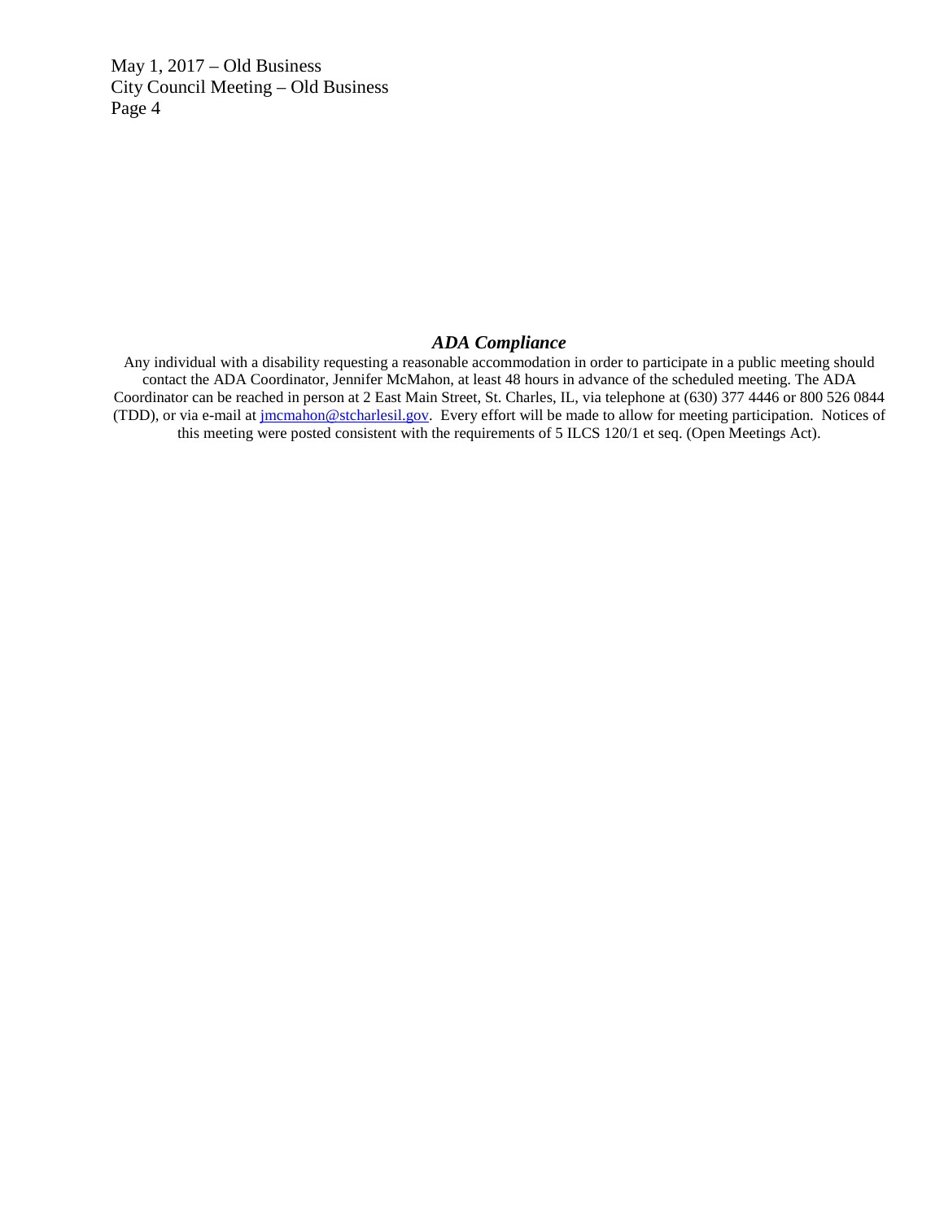### *ADA Compliance*

Any individual with a disability requesting a reasonable accommodation in order to participate in a public meeting should contact the ADA Coordinator, Jennifer McMahon, at least 48 hours in advance of the scheduled meeting. The ADA Coordinator can be reached in person at 2 East Main Street, St. Charles, IL, via telephone at (630) 377 4446 or 800 526 0844 (TDD), or via e-mail at jmcmahon@stcharlesil.gov. Every effort will be made to allow for meeting participation. Notices of this meeting were posted consistent with the requirements of 5 ILCS 120/1 et seq. (Open Meetings Act).